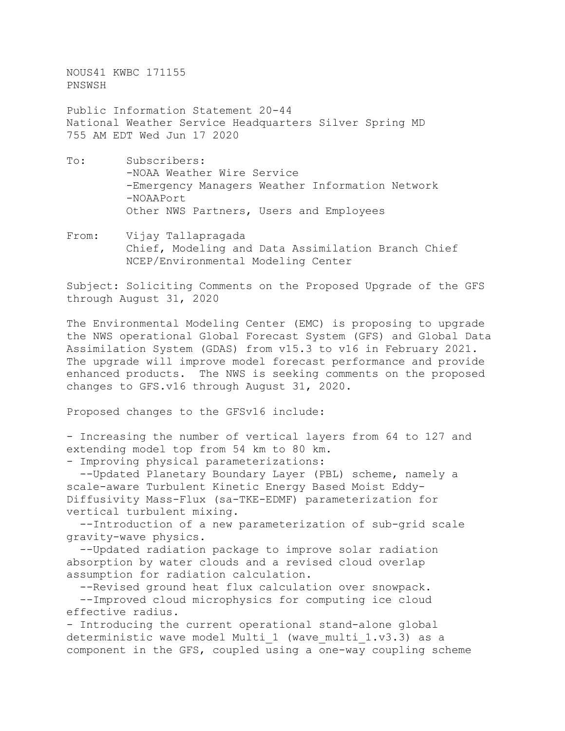NOUS41 KWBC 171155
PNSWSH

Public Information Statement 20-44
National Weather Service Headquarters Silver Spring MD
755 AM EDT Wed Jun 17 2020

To: Subscribers:
-NOAA Weather Wire Service
-Emergency Managers Weather Information Network
-NOAAPort
Other NWS Partners, Users and Employees

From: Vijay Tallapragada
Chief, Modeling and Data Assimilation Branch Chief
NCEP/Environmental Modeling Center

Subject: Soliciting Comments on the Proposed Upgrade of the GFS through August 31, 2020

The Environmental Modeling Center (EMC) is proposing to upgrade the NWS operational Global Forecast System (GFS) and Global Data Assimilation System (GDAS) from v15.3 to v16 in February 2021. The upgrade will improve model forecast performance and provide enhanced products. The NWS is seeking comments on the proposed changes to GFS.v16 through August 31, 2020.

Proposed changes to the GFSv16 include:

- Increasing the number of vertical layers from 64 to 127 and extending model top from 54 km to 80 km.
- Improving physical parameterizations:
  --Updated Planetary Boundary Layer (PBL) scheme, namely a scale-aware Turbulent Kinetic Energy Based Moist Eddy-Diffusivity Mass-Flux (sa-TKE-EDMF) parameterization for vertical turbulent mixing.
  --Introduction of a new parameterization of sub-grid scale gravity-wave physics.
  --Updated radiation package to improve solar radiation absorption by water clouds and a revised cloud overlap assumption for radiation calculation.
  --Revised ground heat flux calculation over snowpack.
  --Improved cloud microphysics for computing ice cloud effective radius.
- Introducing the current operational stand-alone global deterministic wave model Multi_1 (wave_multi_1.v3.3) as a component in the GFS, coupled using a one-way coupling scheme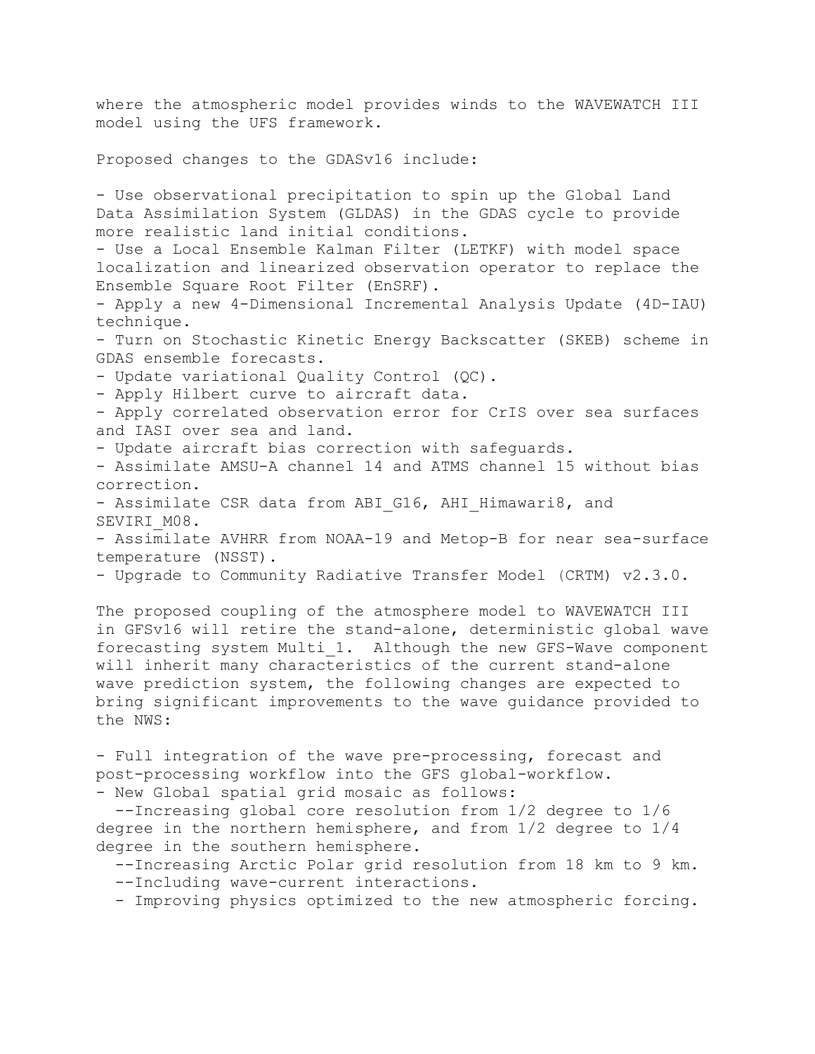where the atmospheric model provides winds to the WAVEWATCH III model using the UFS framework.

Proposed changes to the GDASv16 include:

- Use observational precipitation to spin up the Global Land Data Assimilation System (GLDAS) in the GDAS cycle to provide more realistic land initial conditions.
- Use a Local Ensemble Kalman Filter (LETKF) with model space localization and linearized observation operator to replace the Ensemble Square Root Filter (EnSRF).
- Apply a new 4-Dimensional Incremental Analysis Update (4D-IAU) technique.
- Turn on Stochastic Kinetic Energy Backscatter (SKEB) scheme in GDAS ensemble forecasts.
- Update variational Quality Control (QC).
- Apply Hilbert curve to aircraft data.
- Apply correlated observation error for CrIS over sea surfaces and IASI over sea and land.
- Update aircraft bias correction with safeguards.
- Assimilate AMSU-A channel 14 and ATMS channel 15 without bias correction.
- Assimilate CSR data from ABI_G16, AHI_Himawari8, and SEVIRI_M08.
- Assimilate AVHRR from NOAA-19 and Metop-B for near sea-surface temperature (NSST).
- Upgrade to Community Radiative Transfer Model (CRTM) v2.3.0.

The proposed coupling of the atmosphere model to WAVEWATCH III in GFSv16 will retire the stand-alone, deterministic global wave forecasting system Multi_1. Although the new GFS-Wave component will inherit many characteristics of the current stand-alone wave prediction system, the following changes are expected to bring significant improvements to the wave guidance provided to the NWS:

- Full integration of the wave pre-processing, forecast and post-processing workflow into the GFS global-workflow.
- New Global spatial grid mosaic as follows:
  - --Increasing global core resolution from 1/2 degree to 1/6 degree in the northern hemisphere, and from 1/2 degree to 1/4 degree in the southern hemisphere.
  - --Increasing Arctic Polar grid resolution from 18 km to 9 km.
  - --Including wave-current interactions.
  - Improving physics optimized to the new atmospheric forcing.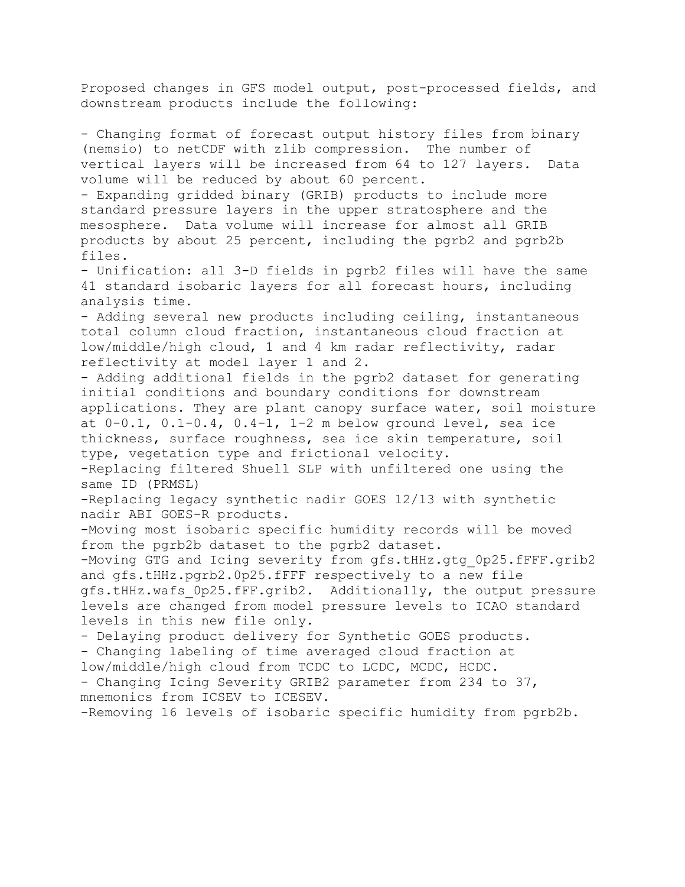Proposed changes in GFS model output, post-processed fields, and downstream products include the following:

- Changing format of forecast output history files from binary (nemsio) to netCDF with zlib compression. The number of vertical layers will be increased from 64 to 127 layers. Data volume will be reduced by about 60 percent.
- Expanding gridded binary (GRIB) products to include more standard pressure layers in the upper stratosphere and the mesosphere. Data volume will increase for almost all GRIB products by about 25 percent, including the pgrb2 and pgrb2b files.
- Unification: all 3-D fields in pgrb2 files will have the same 41 standard isobaric layers for all forecast hours, including analysis time.
- Adding several new products including ceiling, instantaneous total column cloud fraction, instantaneous cloud fraction at low/middle/high cloud, 1 and 4 km radar reflectivity, radar reflectivity at model layer 1 and 2.
- Adding additional fields in the pgrb2 dataset for generating initial conditions and boundary conditions for downstream applications. They are plant canopy surface water, soil moisture at 0-0.1, 0.1-0.4, 0.4-1, 1-2 m below ground level, sea ice thickness, surface roughness, sea ice skin temperature, soil type, vegetation type and frictional velocity.
- Replacing filtered Shuell SLP with unfiltered one using the same ID (PRMSL)
- Replacing legacy synthetic nadir GOES 12/13 with synthetic nadir ABI GOES-R products.
- Moving most isobaric specific humidity records will be moved from the pgrb2b dataset to the pgrb2 dataset.
- Moving GTG and Icing severity from gfs.tHHz.gtg_0p25.fFFF.grib2 and gfs.tHHz.pgrb2.0p25.fFFF respectively to a new file gfs.tHHz.wafs_0p25.fFF.grib2. Additionally, the output pressure levels are changed from model pressure levels to ICAO standard levels in this new file only.
- Delaying product delivery for Synthetic GOES products.
- Changing labeling of time averaged cloud fraction at low/middle/high cloud from TCDC to LCDC, MCDC, HCDC.
- Changing Icing Severity GRIB2 parameter from 234 to 37, mnemonics from ICSEV to ICESEV.
- Removing 16 levels of isobaric specific humidity from pgrb2b.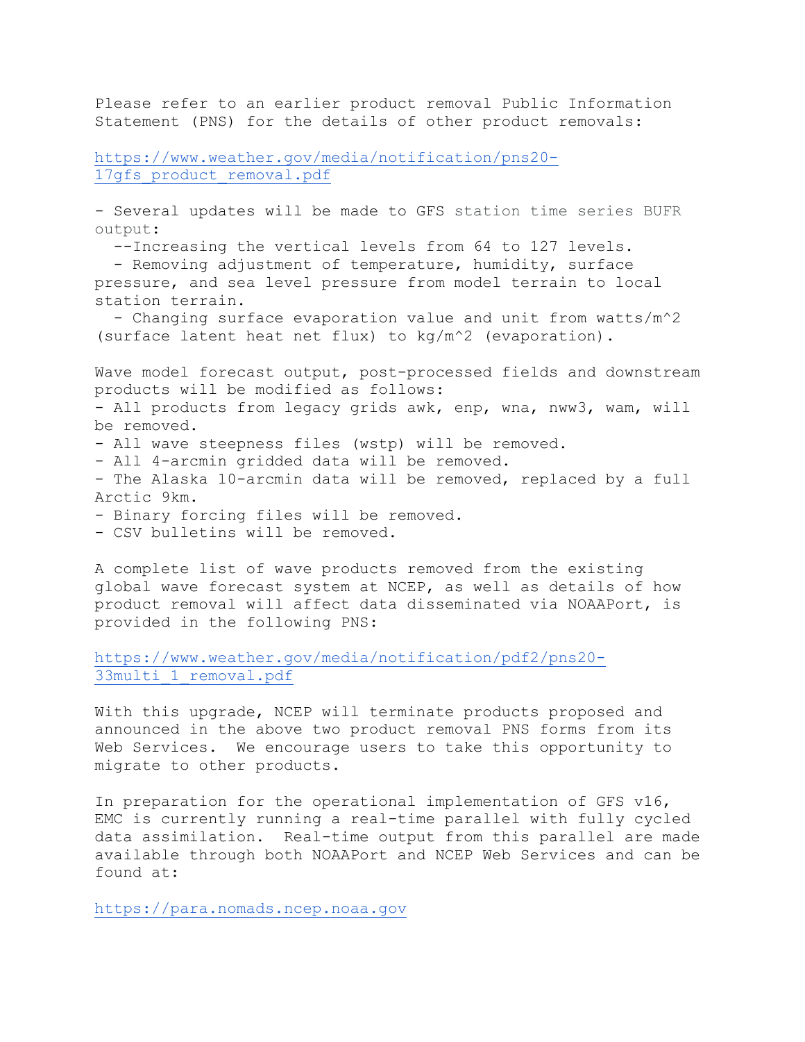Please refer to an earlier product removal Public Information Statement (PNS) for the details of other product removals:

https://www.weather.gov/media/notification/pns20-17gfs_product_removal.pdf

- Several updates will be made to GFS station time series BUFR output:
  - Increasing the vertical levels from 64 to 127 levels.
  - Removing adjustment of temperature, humidity, surface pressure, and sea level pressure from model terrain to local station terrain.
  - Changing surface evaporation value and unit from watts/m^2 (surface latent heat net flux) to kg/m^2 (evaporation).

Wave model forecast output, post-processed fields and downstream products will be modified as follows:

- All products from legacy grids awk, enp, wna, nww3, wam, will be removed.
- All wave steepness files (wstp) will be removed.
- All 4-arcmin gridded data will be removed.
- The Alaska 10-arcmin data will be removed, replaced by a full Arctic 9km.
- Binary forcing files will be removed.
- CSV bulletins will be removed.

A complete list of wave products removed from the existing global wave forecast system at NCEP, as well as details of how product removal will affect data disseminated via NOAAPort, is provided in the following PNS:

https://www.weather.gov/media/notification/pdf2/pns20-33multi_1_removal.pdf

With this upgrade, NCEP will terminate products proposed and announced in the above two product removal PNS forms from its Web Services. We encourage users to take this opportunity to migrate to other products.

In preparation for the operational implementation of GFS v16, EMC is currently running a real-time parallel with fully cycled data assimilation. Real-time output from this parallel are made available through both NOAAPort and NCEP Web Services and can be found at:

https://para.nomads.ncep.noaa.gov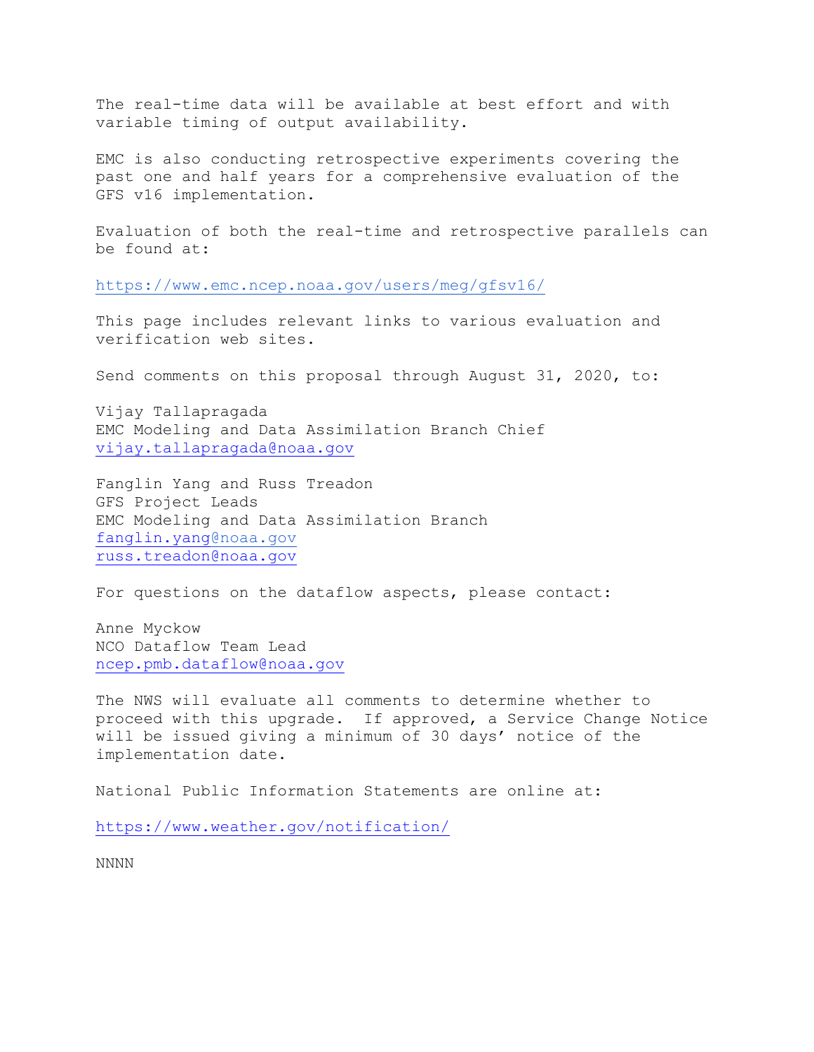The real-time data will be available at best effort and with variable timing of output availability.

EMC is also conducting retrospective experiments covering the past one and half years for a comprehensive evaluation of the GFS v16 implementation.

Evaluation of both the real-time and retrospective parallels can be found at:

https://www.emc.ncep.noaa.gov/users/meg/gfsv16/

This page includes relevant links to various evaluation and verification web sites.

Send comments on this proposal through August 31, 2020, to:

Vijay Tallapragada  
EMC Modeling and Data Assimilation Branch Chief  
vijay.tallapragada@noaa.gov

Fanglin Yang and Russ Treadon  
GFS Project Leads  
EMC Modeling and Data Assimilation Branch  
fanglin.yang@noaa.gov  
russ.treadon@noaa.gov

For questions on the dataflow aspects, please contact:

Anne Myckow  
NCO Dataflow Team Lead  
ncep.pmb.dataflow@noaa.gov

The NWS will evaluate all comments to determine whether to proceed with this upgrade. If approved, a Service Change Notice will be issued giving a minimum of 30 days' notice of the implementation date.

National Public Information Statements are online at:

https://www.weather.gov/notification/

NNNN